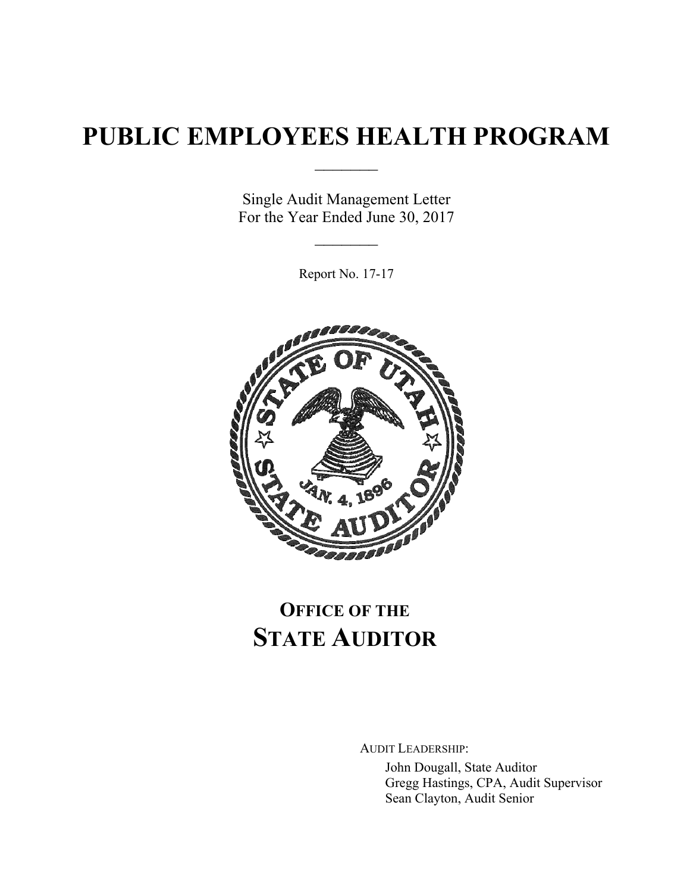# PUBLIC EMPLOYEES HEALTH PROGRAM

Single Audit Management Letter
For the Year Ended June 30, 2017

Report No. 17-17

## OFFICE OF THE STATE AUDITOR

AUDIT LEADERSHIP:

John Dougall, State Auditor
Gregg Hastings, CPA, Audit Supervisor
Sean Clayton, Audit Senior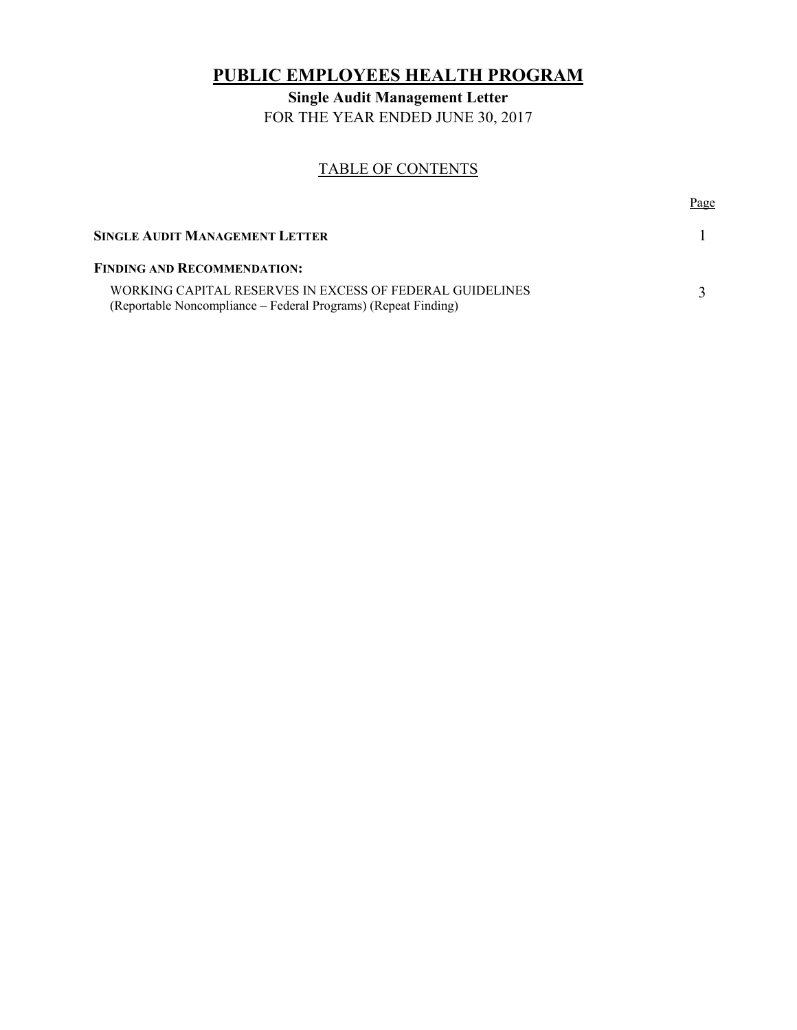# PUBLIC EMPLOYEES HEALTH PROGRAM

## Single Audit Management Letter

FOR THE YEAR ENDED JUNE 30, 2017

### TABLE OF CONTENTS

| | Page |
|---|---|
| **SINGLE AUDIT MANAGEMENT LETTER** | 1 |
| **FINDING AND RECOMMENDATION:** | |
| WORKING CAPITAL RESERVES IN EXCESS OF FEDERAL GUIDELINES (Reportable Noncompliance – Federal Programs) (Repeat Finding) | 3 |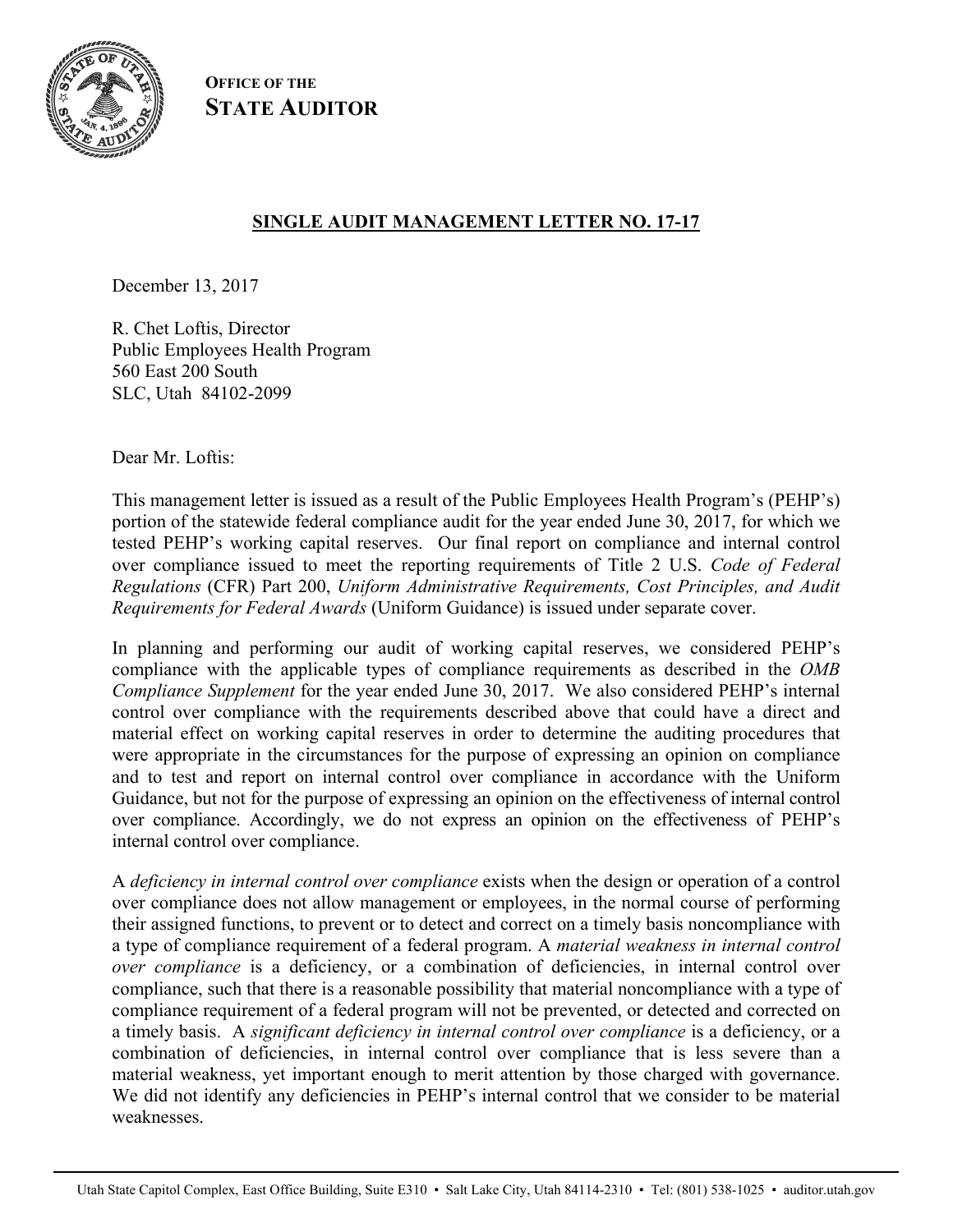**OFFICE OF THE**
**STATE AUDITOR**

**SINGLE AUDIT MANAGEMENT LETTER NO. 17-17**

December 13, 2017

R. Chet Loftis, Director
Public Employees Health Program
560 East 200 South
SLC, Utah 84102-2099

Dear Mr. Loftis:

This management letter is issued as a result of the Public Employees Health Program's (PEHP's) portion of the statewide federal compliance audit for the year ended June 30, 2017, for which we tested PEHP's working capital reserves. Our final report on compliance and internal control over compliance issued to meet the reporting requirements of Title 2 U.S. *Code of Federal Regulations* (CFR) Part 200, *Uniform Administrative Requirements, Cost Principles, and Audit Requirements for Federal Awards* (Uniform Guidance) is issued under separate cover.

In planning and performing our audit of working capital reserves, we considered PEHP's compliance with the applicable types of compliance requirements as described in the *OMB Compliance Supplement* for the year ended June 30, 2017. We also considered PEHP's internal control over compliance with the requirements described above that could have a direct and material effect on working capital reserves in order to determine the auditing procedures that were appropriate in the circumstances for the purpose of expressing an opinion on compliance and to test and report on internal control over compliance in accordance with the Uniform Guidance, but not for the purpose of expressing an opinion on the effectiveness of internal control over compliance. Accordingly, we do not express an opinion on the effectiveness of PEHP's internal control over compliance.

A *deficiency in internal control over compliance* exists when the design or operation of a control over compliance does not allow management or employees, in the normal course of performing their assigned functions, to prevent or to detect and correct on a timely basis noncompliance with a type of compliance requirement of a federal program. A *material weakness in internal control over compliance* is a deficiency, or a combination of deficiencies, in internal control over compliance, such that there is a reasonable possibility that material noncompliance with a type of compliance requirement of a federal program will not be prevented, or detected and corrected on a timely basis. A *significant deficiency in internal control over compliance* is a deficiency, or a combination of deficiencies, in internal control over compliance that is less severe than a material weakness, yet important enough to merit attention by those charged with governance. We did not identify any deficiencies in PEHP's internal control that we consider to be material weaknesses.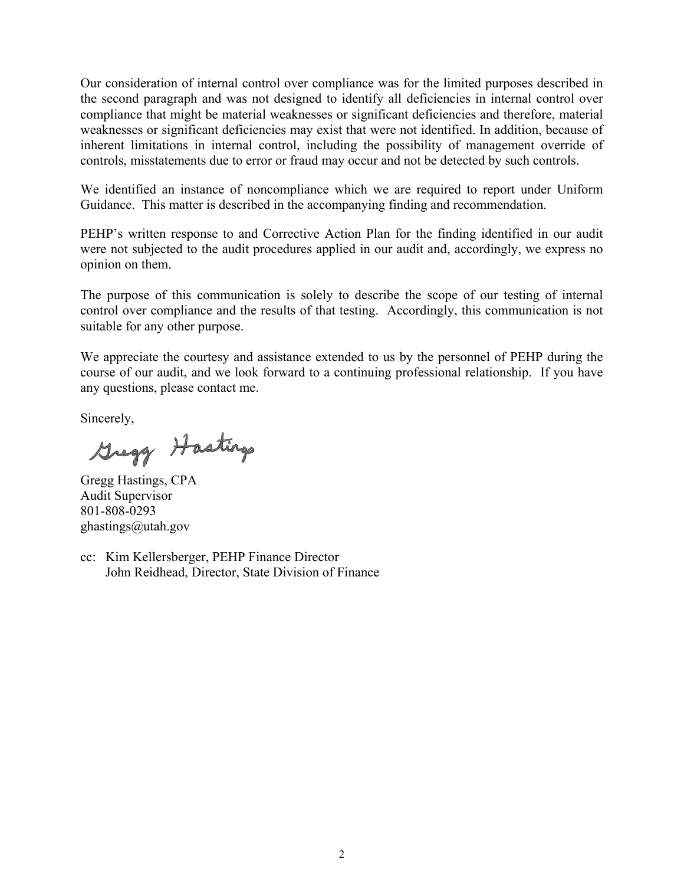Our consideration of internal control over compliance was for the limited purposes described in the second paragraph and was not designed to identify all deficiencies in internal control over compliance that might be material weaknesses or significant deficiencies and therefore, material weaknesses or significant deficiencies may exist that were not identified. In addition, because of inherent limitations in internal control, including the possibility of management override of controls, misstatements due to error or fraud may occur and not be detected by such controls.

We identified an instance of noncompliance which we are required to report under Uniform Guidance. This matter is described in the accompanying finding and recommendation.

PEHP's written response to and Corrective Action Plan for the finding identified in our audit were not subjected to the audit procedures applied in our audit and, accordingly, we express no opinion on them.

The purpose of this communication is solely to describe the scope of our testing of internal control over compliance and the results of that testing. Accordingly, this communication is not suitable for any other purpose.

We appreciate the courtesy and assistance extended to us by the personnel of PEHP during the course of our audit, and we look forward to a continuing professional relationship. If you have any questions, please contact me.

Sincerely,

Gregg Hastings

Gregg Hastings, CPA
Audit Supervisor
801-808-0293
ghastings@utah.gov

cc: Kim Kellersberger, PEHP Finance Director
John Reidhead, Director, State Division of Finance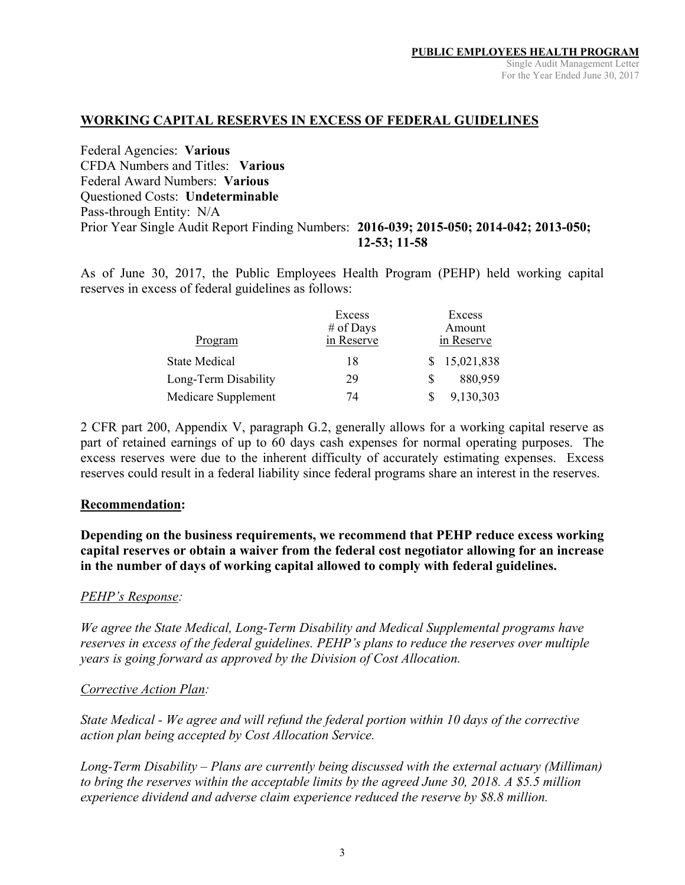## WORKING CAPITAL RESERVES IN EXCESS OF FEDERAL GUIDELINES

Federal Agencies: **Various**
CFDA Numbers and Titles: **Various**
Federal Award Numbers: **Various**
Questioned Costs: **Undeterminable**
Pass-through Entity: N/A
Prior Year Single Audit Report Finding Numbers: **2016-039; 2015-050; 2014-042; 2013-050; 12-53; 11-58**

As of June 30, 2017, the Public Employees Health Program (PEHP) held working capital reserves in excess of federal guidelines as follows:

| Program | Excess # of Days in Reserve | Excess Amount in Reserve |
|---|---|---|
| State Medical | 18 | $ 15,021,838 |
| Long-Term Disability | 29 | $ 880,959 |
| Medicare Supplement | 74 | $ 9,130,303 |

2 CFR part 200, Appendix V, paragraph G.2, generally allows for a working capital reserve as part of retained earnings of up to 60 days cash expenses for normal operating purposes. The excess reserves were due to the inherent difficulty of accurately estimating expenses. Excess reserves could result in a federal liability since federal programs share an interest in the reserves.

**Recommendation:**

**Depending on the business requirements, we recommend that PEHP reduce excess working capital reserves or obtain a waiver from the federal cost negotiator allowing for an increase in the number of days of working capital allowed to comply with federal guidelines.**

*PEHP's Response:*

*We agree the State Medical, Long-Term Disability and Medical Supplemental programs have reserves in excess of the federal guidelines. PEHP's plans to reduce the reserves over multiple years is going forward as approved by the Division of Cost Allocation.*

*Corrective Action Plan:*

*State Medical - We agree and will refund the federal portion within 10 days of the corrective action plan being accepted by Cost Allocation Service.*

*Long-Term Disability – Plans are currently being discussed with the external actuary (Milliman) to bring the reserves within the acceptable limits by the agreed June 30, 2018. A $5.5 million experience dividend and adverse claim experience reduced the reserve by $8.8 million.*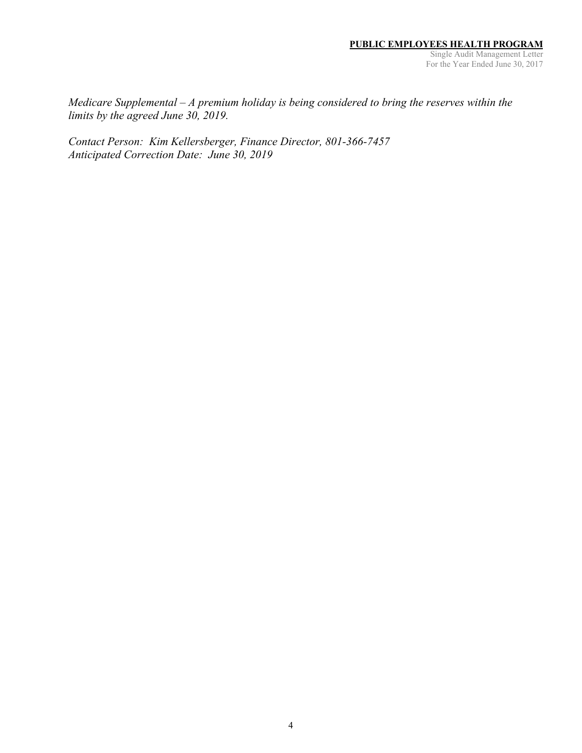*Medicare Supplemental – A premium holiday is being considered to bring the reserves within the limits by the agreed June 30, 2019.*

*Contact Person: Kim Kellersberger, Finance Director, 801-366-7457*
*Anticipated Correction Date: June 30, 2019*